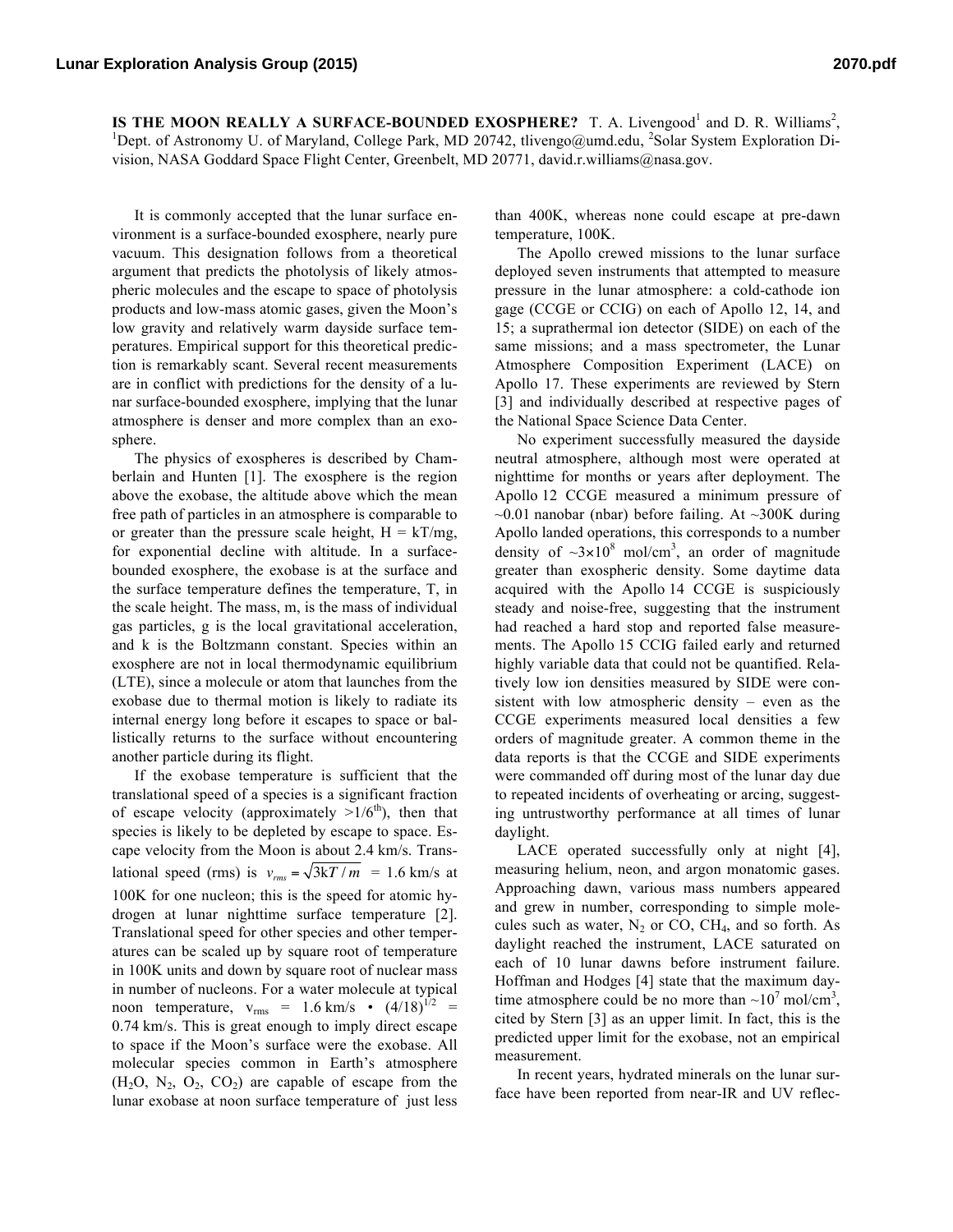**IS THE MOON REALLY A SURFACE-BOUNDED EXOSPHERE?** T. A. Livengood[1] and D. R. Williams[2], [1]Dept. of Astronomy U. of Maryland, College Park, MD 20742, tlivengo@umd.edu, [2]Solar System Exploration Division, NASA Goddard Space Flight Center, Greenbelt, MD 20771, david.r.williams@nasa.gov.

It is commonly accepted that the lunar surface environment is a surface-bounded exosphere, nearly pure vacuum. This designation follows from a theoretical argument that predicts the photolysis of likely atmospheric molecules and the escape to space of photolysis products and low-mass atomic gases, given the Moon's low gravity and relatively warm dayside surface temperatures. Empirical support for this theoretical prediction is remarkably scant. Several recent measurements are in conflict with predictions for the density of a lunar surface-bounded exosphere, implying that the lunar atmosphere is denser and more complex than an exosphere.

The physics of exospheres is described by Chamberlain and Hunten [1]. The exosphere is the region above the exobase, the altitude above which the mean free path of particles in an atmosphere is comparable to or greater than the pressure scale height, $H = kT/mg$, for exponential decline with altitude. In a surface-bounded exosphere, the exobase is at the surface and the surface temperature defines the temperature, T, in the scale height. The mass, m, is the mass of individual gas particles, g is the local gravitational acceleration, and k is the Boltzmann constant. Species within an exosphere are not in local thermodynamic equilibrium (LTE), since a molecule or atom that launches from the exobase due to thermal motion is likely to radiate its internal energy long before it escapes to space or ballistically returns to the surface without encountering another particle during its flight.

If the exobase temperature is sufficient that the translational speed of a species is a significant fraction of escape velocity (approximately $>1/6^{th}$), then that species is likely to be depleted by escape to space. Escape velocity from the Moon is about 2.4 km/s. Translational speed (rms) is $v_{rms} = \sqrt{3kT/m}$ = 1.6 km/s at 100K for one nucleon; this is the speed for atomic hydrogen at lunar nighttime surface temperature [2]. Translational speed for other species and other temperatures can be scaled up by square root of temperature in 100K units and down by square root of nuclear mass in number of nucleons. For a water molecule at typical noon temperature, $v_{rms}$ = 1.6 km/s • $(4/18)^{1/2}$ = 0.74 km/s. This is great enough to imply direct escape to space if the Moon's surface were the exobase. All molecular species common in Earth's atmosphere ($H_2O$, $N_2$, $O_2$, $CO_2$) are capable of escape from the lunar exobase at noon surface temperature of just less than 400K, whereas none could escape at pre-dawn temperature, 100K.

The Apollo crewed missions to the lunar surface deployed seven instruments that attempted to measure pressure in the lunar atmosphere: a cold-cathode ion gage (CCGE or CCIG) on each of Apollo 12, 14, and 15; a suprathermal ion detector (SIDE) on each of the same missions; and a mass spectrometer, the Lunar Atmosphere Composition Experiment (LACE) on Apollo 17. These experiments are reviewed by Stern [3] and individually described at respective pages of the National Space Science Data Center.

No experiment successfully measured the dayside neutral atmosphere, although most were operated at nighttime for months or years after deployment. The Apollo 12 CCGE measured a minimum pressure of ~0.01 nanobar (nbar) before failing. At ~300K during Apollo landed operations, this corresponds to a number density of $\sim 3\times10^{8}$ mol/cm$^3$, an order of magnitude greater than exospheric density. Some daytime data acquired with the Apollo 14 CCGE is suspiciously steady and noise-free, suggesting that the instrument had reached a hard stop and reported false measurements. The Apollo 15 CCIG failed early and returned highly variable data that could not be quantified. Relatively low ion densities measured by SIDE were consistent with low atmospheric density – even as the CCGE experiments measured local densities a few orders of magnitude greater. A common theme in the data reports is that the CCGE and SIDE experiments were commanded off during most of the lunar day due to repeated incidents of overheating or arcing, suggesting untrustworthy performance at all times of lunar daylight.

LACE operated successfully only at night [4], measuring helium, neon, and argon monatomic gases. Approaching dawn, various mass numbers appeared and grew in number, corresponding to simple molecules such as water, $N_2$ or CO, $CH_4$, and so forth. As daylight reached the instrument, LACE saturated on each of 10 lunar dawns before instrument failure. Hoffman and Hodges [4] state that the maximum daytime atmosphere could be no more than $\sim10^{7}$ mol/cm$^3$, cited by Stern [3] as an upper limit. In fact, this is the predicted upper limit for the exobase, not an empirical measurement.

In recent years, hydrated minerals on the lunar surface have been reported from near-IR and UV reflec-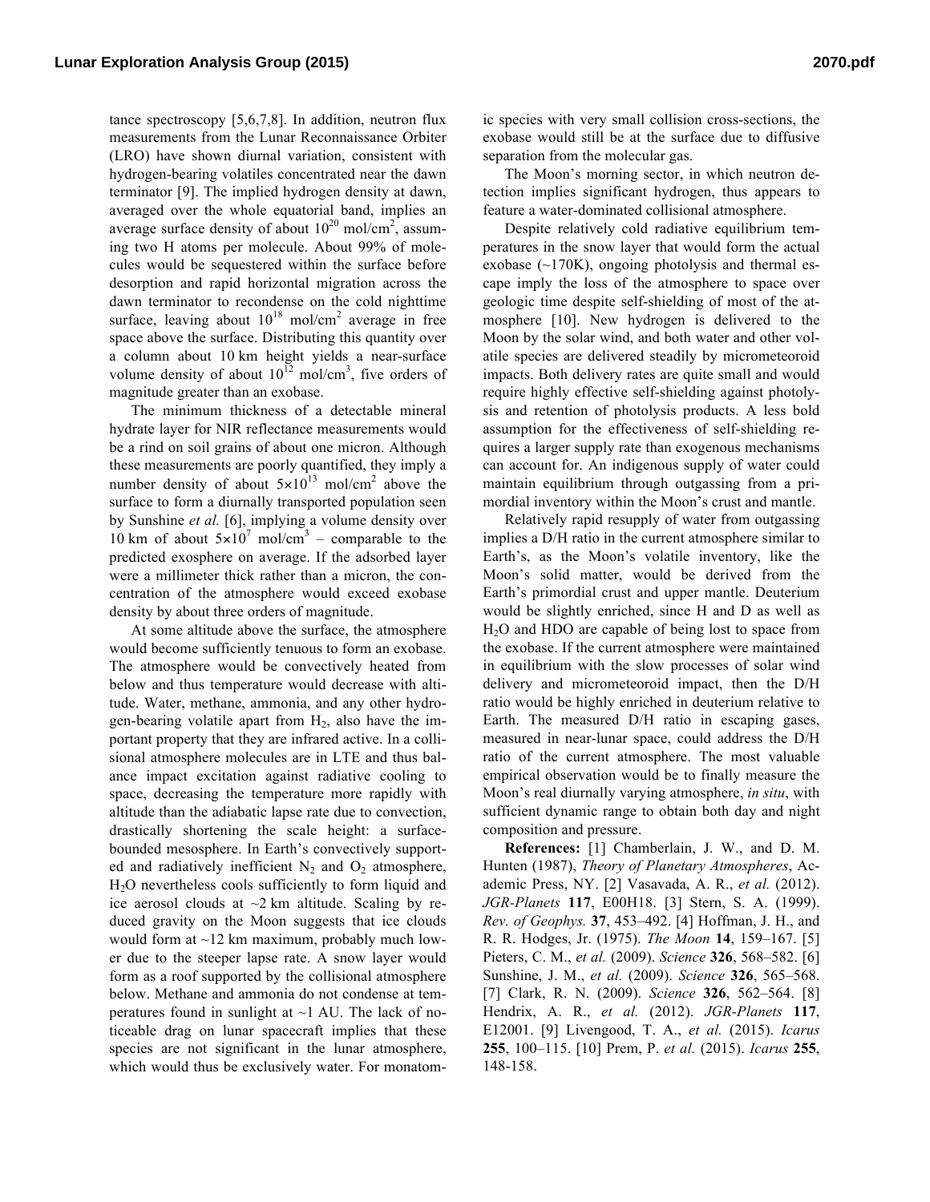tance spectroscopy [5,6,7,8]. In addition, neutron flux measurements from the Lunar Reconnaissance Orbiter (LRO) have shown diurnal variation, consistent with hydrogen-bearing volatiles concentrated near the dawn terminator [9]. The implied hydrogen density at dawn, averaged over the whole equatorial band, implies an average surface density of about $10^{20}$ mol/cm$^2$, assuming two H atoms per molecule. About 99% of molecules would be sequestered within the surface before desorption and rapid horizontal migration across the dawn terminator to recondense on the cold nighttime surface, leaving about $10^{18}$ mol/cm$^2$ average in free space above the surface. Distributing this quantity over a column about 10 km height yields a near-surface volume density of about $10^{12}$ mol/cm$^3$, five orders of magnitude greater than an exobase.

The minimum thickness of a detectable mineral hydrate layer for NIR reflectance measurements would be a rind on soil grains of about one micron. Although these measurements are poorly quantified, they imply a number density of about $5\times10^{13}$ mol/cm$^2$ above the surface to form a diurnally transported population seen by Sunshine *et al.* [6], implying a volume density over 10 km of about $5\times10^{7}$ mol/cm$^3$ – comparable to the predicted exosphere on average. If the adsorbed layer were a millimeter thick rather than a micron, the concentration of the atmosphere would exceed exobase density by about three orders of magnitude.

At some altitude above the surface, the atmosphere would become sufficiently tenuous to form an exobase. The atmosphere would be convectively heated from below and thus temperature would decrease with altitude. Water, methane, ammonia, and any other hydrogen-bearing volatile apart from $H_2$, also have the important property that they are infrared active. In a collisional atmosphere molecules are in LTE and thus balance impact excitation against radiative cooling to space, decreasing the temperature more rapidly with altitude than the adiabatic lapse rate due to convection, drastically shortening the scale height: a surface-bounded mesosphere. In Earth's convectively supported and radiatively inefficient $N_2$ and $O_2$ atmosphere, $H_2O$ nevertheless cools sufficiently to form liquid and ice aerosol clouds at ~2 km altitude. Scaling by reduced gravity on the Moon suggests that ice clouds would form at ~12 km maximum, probably much lower due to the steeper lapse rate. A snow layer would form as a roof supported by the collisional atmosphere below. Methane and ammonia do not condense at temperatures found in sunlight at ~1 AU. The lack of noticeable drag on lunar spacecraft implies that these species are not significant in the lunar atmosphere, which would thus be exclusively water. For monatomic species with very small collision cross-sections, the exobase would still be at the surface due to diffusive separation from the molecular gas.

The Moon's morning sector, in which neutron detection implies significant hydrogen, thus appears to feature a water-dominated collisional atmosphere.

Despite relatively cold radiative equilibrium temperatures in the snow layer that would form the actual exobase (~170K), ongoing photolysis and thermal escape imply the loss of the atmosphere to space over geologic time despite self-shielding of most of the atmosphere [10]. New hydrogen is delivered to the Moon by the solar wind, and both water and other volatile species are delivered steadily by micrometeoroid impacts. Both delivery rates are quite small and would require highly effective self-shielding against photolysis and retention of photolysis products. A less bold assumption for the effectiveness of self-shielding requires a larger supply rate than exogenous mechanisms can account for. An indigenous supply of water could maintain equilibrium through outgassing from a primordial inventory within the Moon's crust and mantle.

Relatively rapid resupply of water from outgassing implies a D/H ratio in the current atmosphere similar to Earth's, as the Moon's volatile inventory, like the Moon's solid matter, would be derived from the Earth's primordial crust and upper mantle. Deuterium would be slightly enriched, since H and D as well as $H_2O$ and HDO are capable of being lost to space from the exobase. If the current atmosphere were maintained in equilibrium with the slow processes of solar wind delivery and micrometeoroid impact, then the D/H ratio would be highly enriched in deuterium relative to Earth. The measured D/H ratio in escaping gases, measured in near-lunar space, could address the D/H ratio of the current atmosphere. The most valuable empirical observation would be to finally measure the Moon's real diurnally varying atmosphere, *in situ*, with sufficient dynamic range to obtain both day and night composition and pressure.

**References:** [1] Chamberlain, J. W., and D. M. Hunten (1987), *Theory of Planetary Atmospheres*, Academic Press, NY. [2] Vasavada, A. R., *et al.* (2012). *JGR-Planets* **117**, E00H18. [3] Stern, S. A. (1999). *Rev. of Geophys.* **37**, 453–492. [4] Hoffman, J. H., and R. R. Hodges, Jr. (1975). *The Moon* **14**, 159–167. [5] Pieters, C. M., *et al.* (2009). *Science* **326**, 568–582. [6] Sunshine, J. M., *et al.* (2009). *Science* **326**, 565–568. [7] Clark, R. N. (2009). *Science* **326**, 562–564. [8] Hendrix, A. R., *et al.* (2012). *JGR-Planets* **117**, E12001. [9] Livengood, T. A., *et al.* (2015). *Icarus* **255**, 100–115. [10] Prem, P. *et al.* (2015). *Icarus* **255**, 148-158.